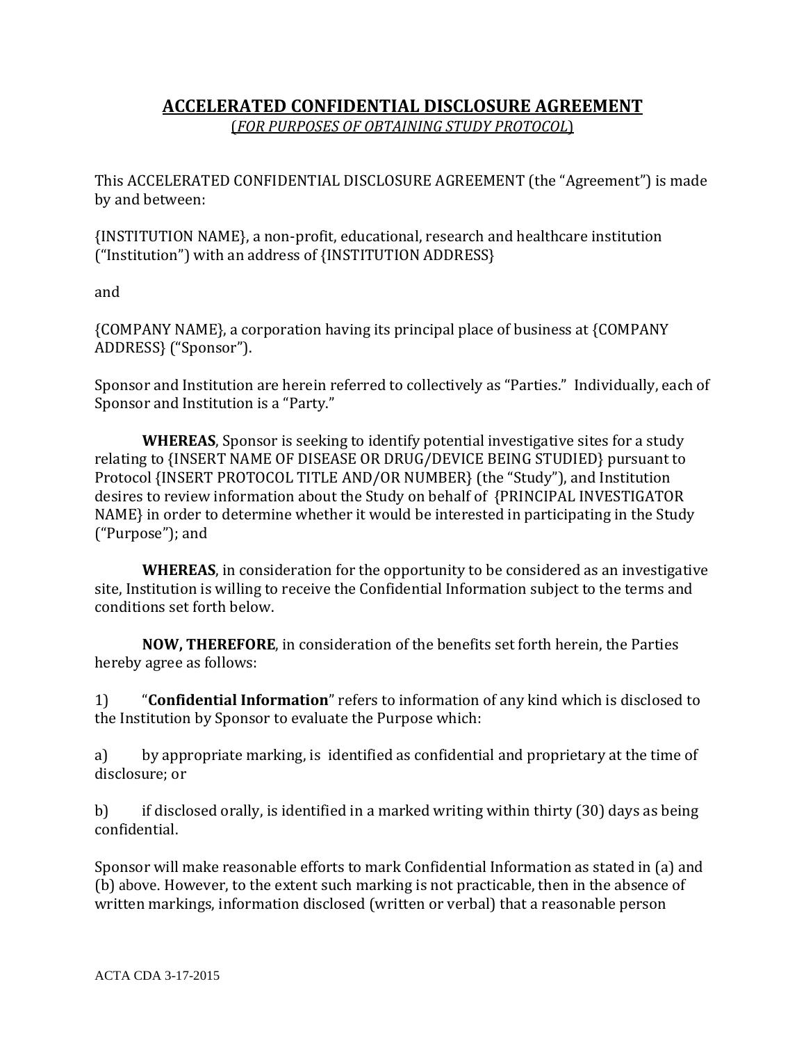# ACCELERATED CONFIDENTIAL DISCLOSURE AGREEMENT

*(FOR PURPOSES OF OBTAINING STUDY PROTOCOL)*

This ACCELERATED CONFIDENTIAL DISCLOSURE AGREEMENT (the "Agreement") is made by and between:

{INSTITUTION NAME}, a non-profit, educational, research and healthcare institution ("Institution") with an address of {INSTITUTION ADDRESS}

and

{COMPANY NAME}, a corporation having its principal place of business at {COMPANY ADDRESS} ("Sponsor").

Sponsor and Institution are herein referred to collectively as "Parties." Individually, each of Sponsor and Institution is a "Party."

**WHEREAS**, Sponsor is seeking to identify potential investigative sites for a study relating to {INSERT NAME OF DISEASE OR DRUG/DEVICE BEING STUDIED} pursuant to Protocol {INSERT PROTOCOL TITLE AND/OR NUMBER} (the "Study"), and Institution desires to review information about the Study on behalf of {PRINCIPAL INVESTIGATOR NAME} in order to determine whether it would be interested in participating in the Study ("Purpose"); and

**WHEREAS**, in consideration for the opportunity to be considered as an investigative site, Institution is willing to receive the Confidential Information subject to the terms and conditions set forth below.

**NOW, THEREFORE**, in consideration of the benefits set forth herein, the Parties hereby agree as follows:

1) "**Confidential Information**" refers to information of any kind which is disclosed to the Institution by Sponsor to evaluate the Purpose which:

a) by appropriate marking, is identified as confidential and proprietary at the time of disclosure; or

b) if disclosed orally, is identified in a marked writing within thirty (30) days as being confidential.

Sponsor will make reasonable efforts to mark Confidential Information as stated in (a) and (b) above. However, to the extent such marking is not practicable, then in the absence of written markings, information disclosed (written or verbal) that a reasonable person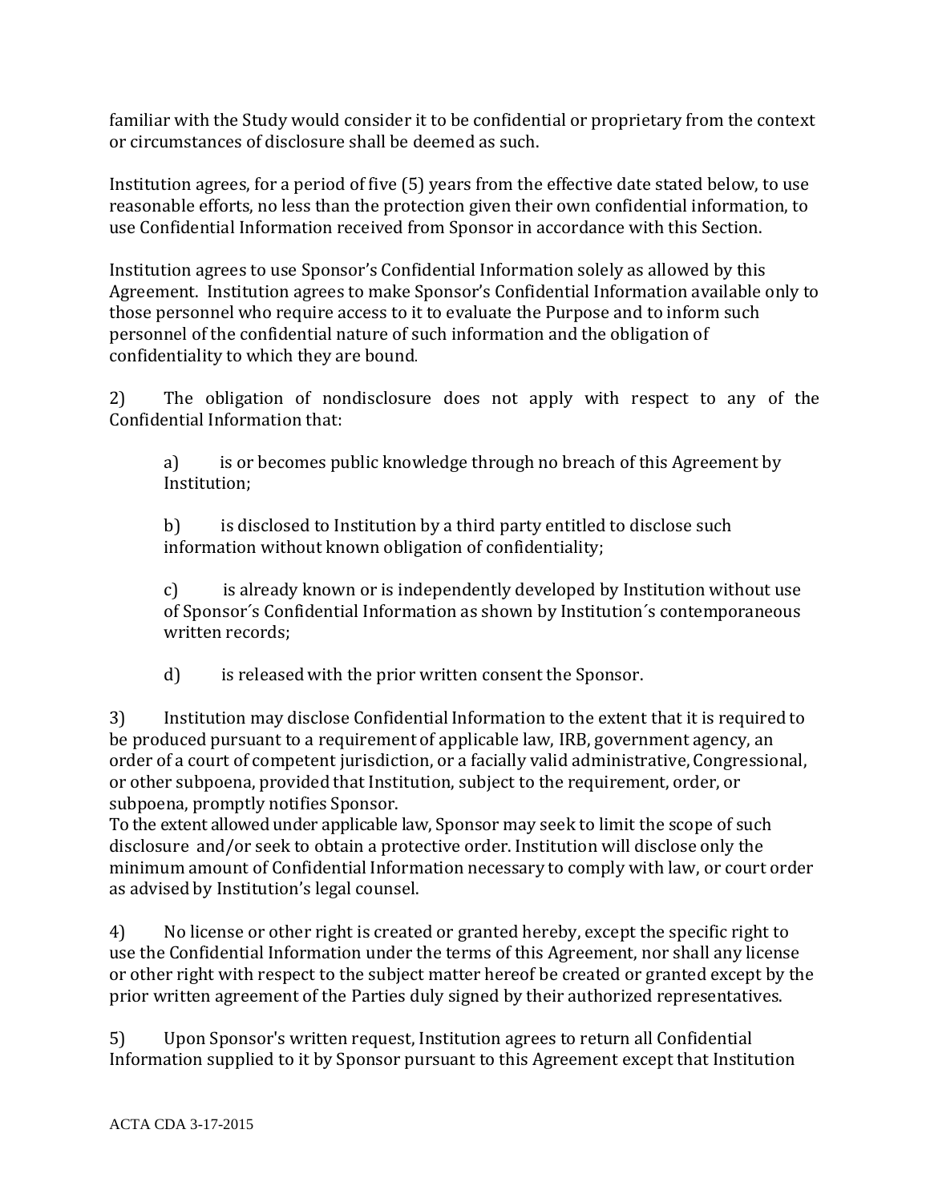familiar with the Study would consider it to be confidential or proprietary from the context or circumstances of disclosure shall be deemed as such.

Institution agrees, for a period of five (5) years from the effective date stated below, to use reasonable efforts, no less than the protection given their own confidential information, to use Confidential Information received from Sponsor in accordance with this Section.

Institution agrees to use Sponsor's Confidential Information solely as allowed by this Agreement. Institution agrees to make Sponsor's Confidential Information available only to those personnel who require access to it to evaluate the Purpose and to inform such personnel of the confidential nature of such information and the obligation of confidentiality to which they are bound.

2) The obligation of nondisclosure does not apply with respect to any of the Confidential Information that:

> a) is or becomes public knowledge through no breach of this Agreement by Institution;
>
> b) is disclosed to Institution by a third party entitled to disclose such information without known obligation of confidentiality;
>
> c) is already known or is independently developed by Institution without use of Sponsor´s Confidential Information as shown by Institution´s contemporaneous written records;
>
> d) is released with the prior written consent the Sponsor.

3) Institution may disclose Confidential Information to the extent that it is required to be produced pursuant to a requirement of applicable law, IRB, government agency, an order of a court of competent jurisdiction, or a facially valid administrative, Congressional, or other subpoena, provided that Institution, subject to the requirement, order, or subpoena, promptly notifies Sponsor.
To the extent allowed under applicable law, Sponsor may seek to limit the scope of such disclosure and/or seek to obtain a protective order. Institution will disclose only the minimum amount of Confidential Information necessary to comply with law, or court order as advised by Institution's legal counsel.

4) No license or other right is created or granted hereby, except the specific right to use the Confidential Information under the terms of this Agreement, nor shall any license or other right with respect to the subject matter hereof be created or granted except by the prior written agreement of the Parties duly signed by their authorized representatives.

5) Upon Sponsor's written request, Institution agrees to return all Confidential Information supplied to it by Sponsor pursuant to this Agreement except that Institution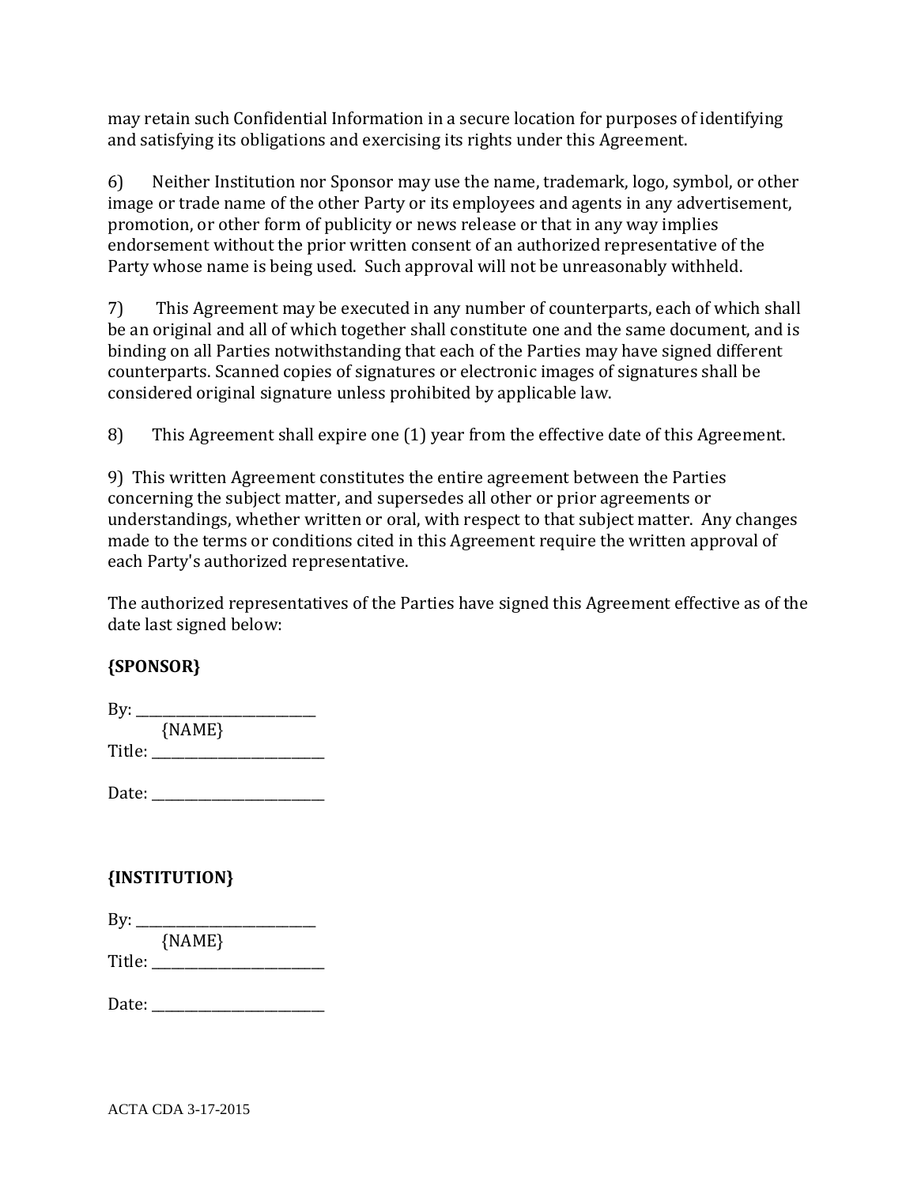may retain such Confidential Information in a secure location for purposes of identifying and satisfying its obligations and exercising its rights under this Agreement.

6) Neither Institution nor Sponsor may use the name, trademark, logo, symbol, or other image or trade name of the other Party or its employees and agents in any advertisement, promotion, or other form of publicity or news release or that in any way implies endorsement without the prior written consent of an authorized representative of the Party whose name is being used. Such approval will not be unreasonably withheld.

7) This Agreement may be executed in any number of counterparts, each of which shall be an original and all of which together shall constitute one and the same document, and is binding on all Parties notwithstanding that each of the Parties may have signed different counterparts. Scanned copies of signatures or electronic images of signatures shall be considered original signature unless prohibited by applicable law.

8) This Agreement shall expire one (1) year from the effective date of this Agreement.

9) This written Agreement constitutes the entire agreement between the Parties concerning the subject matter, and supersedes all other or prior agreements or understandings, whether written or oral, with respect to that subject matter. Any changes made to the terms or conditions cited in this Agreement require the written approval of each Party's authorized representative.

The authorized representatives of the Parties have signed this Agreement effective as of the date last signed below:

**{SPONSOR}**

By: ___________________________
{NAME}
Title: _________________________

Date: _________________________

**{INSTITUTION}**

By: ___________________________
{NAME}
Title: _________________________

Date: _________________________

ACTA CDA 3-17-2015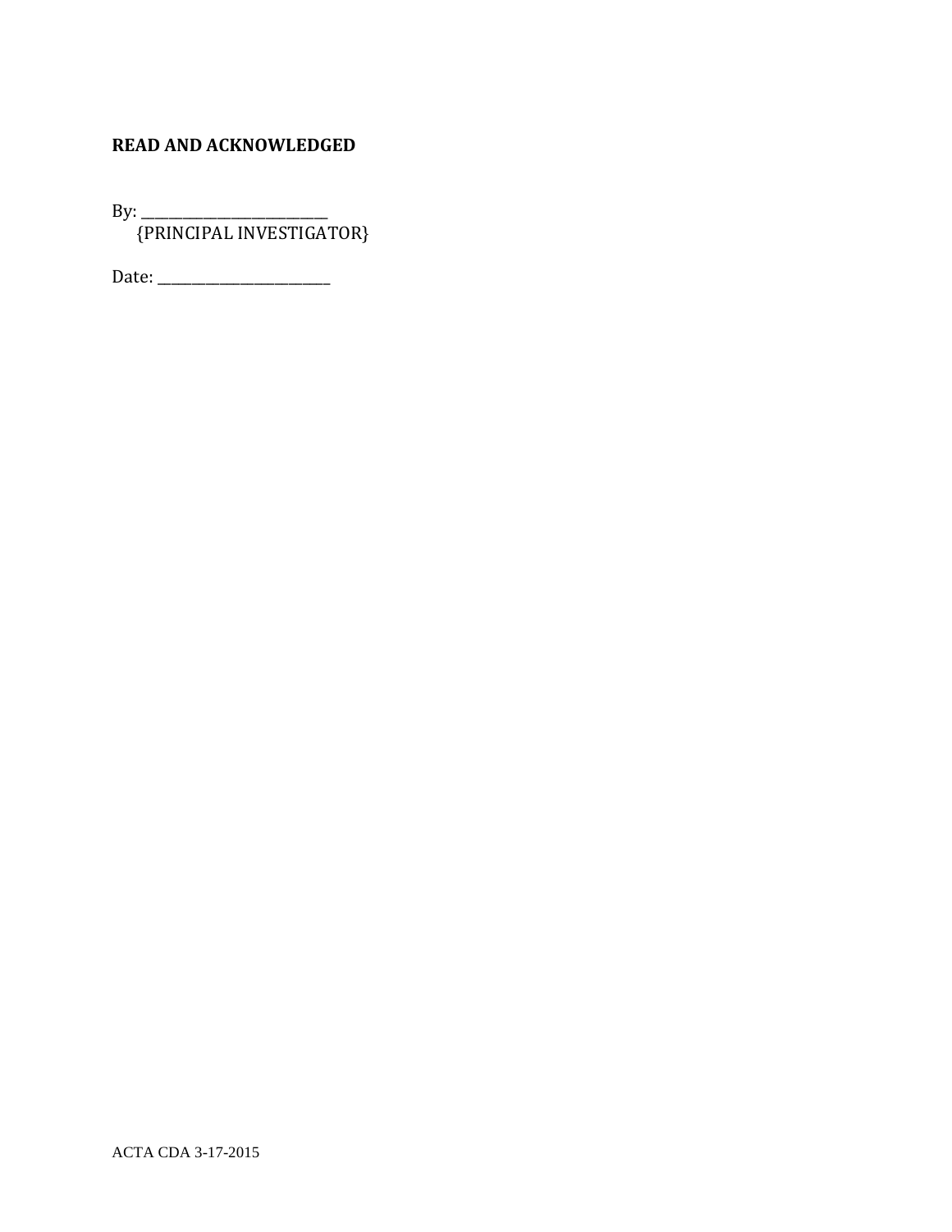**READ AND ACKNOWLEDGED**

By: ___________________________
{PRINCIPAL INVESTIGATOR}

Date: __________________________